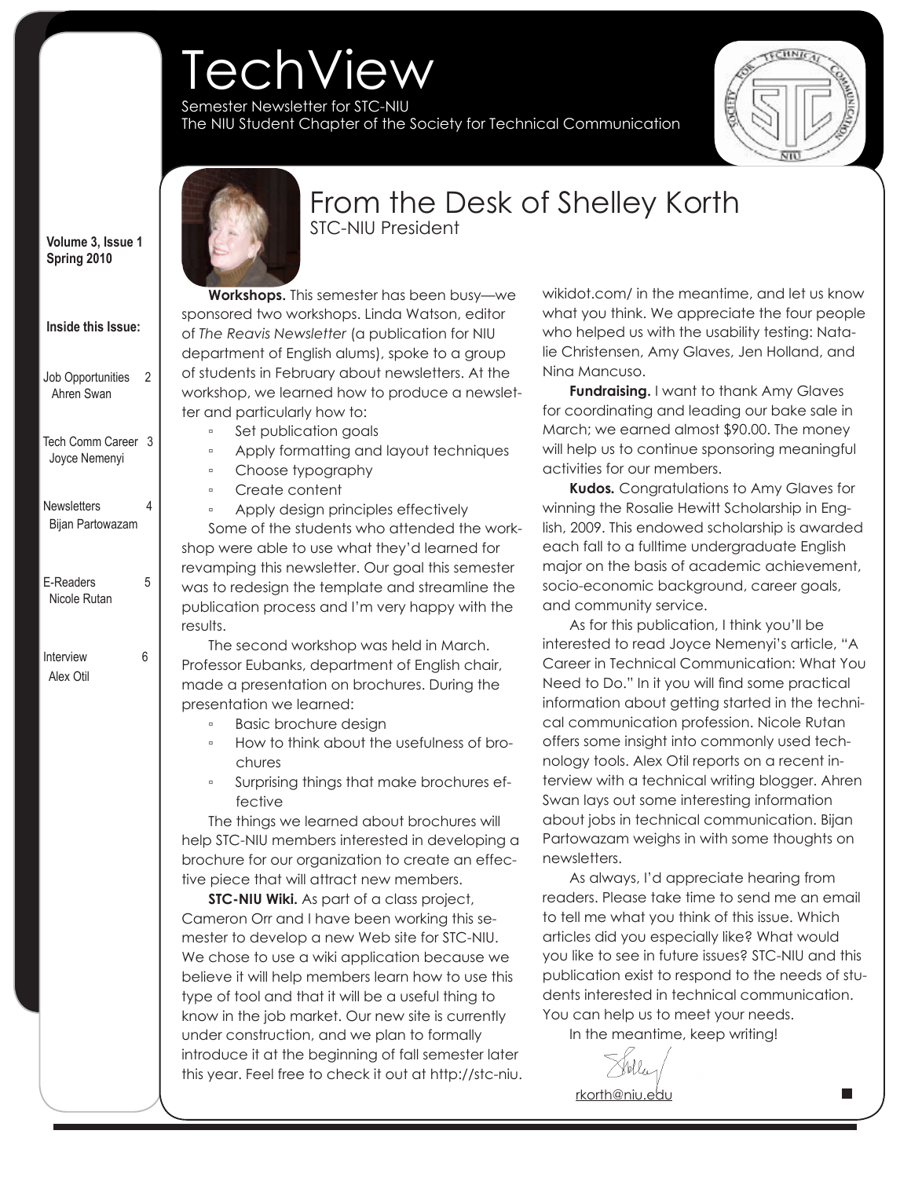# TechView

Semester Newsletter for STC-NIU
The NIU Student Chapter of the Society for Technical Communication

**Volume 3, Issue 1**
**Spring 2010**

**Inside this Issue:**

- Job Opportunities — Ahren Swan — 2
- Tech Comm Career — Joyce Nemenyi — 3
- Newsletters — Bijan Partowazam — 4
- E-Readers — Nicole Rutan — 5
- Interview — Alex Otil — 6

## From the Desk of Shelley Korth

STC-NIU President

**Workshops.** This semester has been busy—we sponsored two workshops. Linda Watson, editor of *The Reavis Newsletter* (a publication for NIU department of English alums), spoke to a group of students in February about newsletters. At the workshop, we learned how to produce a newsletter and particularly how to:

- Set publication goals
- Apply formatting and layout techniques
- Choose typography
- Create content
- Apply design principles effectively

Some of the students who attended the workshop were able to use what they'd learned for revamping this newsletter. Our goal this semester was to redesign the template and streamline the publication process and I'm very happy with the results.

The second workshop was held in March. Professor Eubanks, department of English chair, made a presentation on brochures. During the presentation we learned:

- Basic brochure design
- How to think about the usefulness of brochures
- Surprising things that make brochures effective

The things we learned about brochures will help STC-NIU members interested in developing a brochure for our organization to create an effective piece that will attract new members.

**STC-NIU Wiki.** As part of a class project, Cameron Orr and I have been working this semester to develop a new Web site for STC-NIU. We chose to use a wiki application because we believe it will help members learn how to use this type of tool and that it will be a useful thing to know in the job market. Our new site is currently under construction, and we plan to formally introduce it at the beginning of fall semester later this year. Feel free to check it out at http://stc-niu.wikidot.com/ in the meantime, and let us know what you think. We appreciate the four people who helped us with the usability testing: Natalie Christensen, Amy Glaves, Jen Holland, and Nina Mancuso.

**Fundraising.** I want to thank Amy Glaves for coordinating and leading our bake sale in March; we earned almost $90.00. The money will help us to continue sponsoring meaningful activities for our members.

**Kudos.** Congratulations to Amy Glaves for winning the Rosalie Hewitt Scholarship in English, 2009. This endowed scholarship is awarded each fall to a fulltime undergraduate English major on the basis of academic achievement, socio-economic background, career goals, and community service.

As for this publication, I think you'll be interested to read Joyce Nemenyi's article, "A Career in Technical Communication: What You Need to Do." In it you will find some practical information about getting started in the technical communication profession. Nicole Rutan offers some insight into commonly used technology tools. Alex Otil reports on a recent interview with a technical writing blogger. Ahren Swan lays out some interesting information about jobs in technical communication. Bijan Partowazam weighs in with some thoughts on newsletters.

As always, I'd appreciate hearing from readers. Please take time to send me an email to tell me what you think of this issue. Which articles did you especially like? What would you like to see in future issues? STC-NIU and this publication exist to respond to the needs of students interested in technical communication. You can help us to meet your needs.

In the meantime, keep writing!

Shelley

rkorth@niu.edu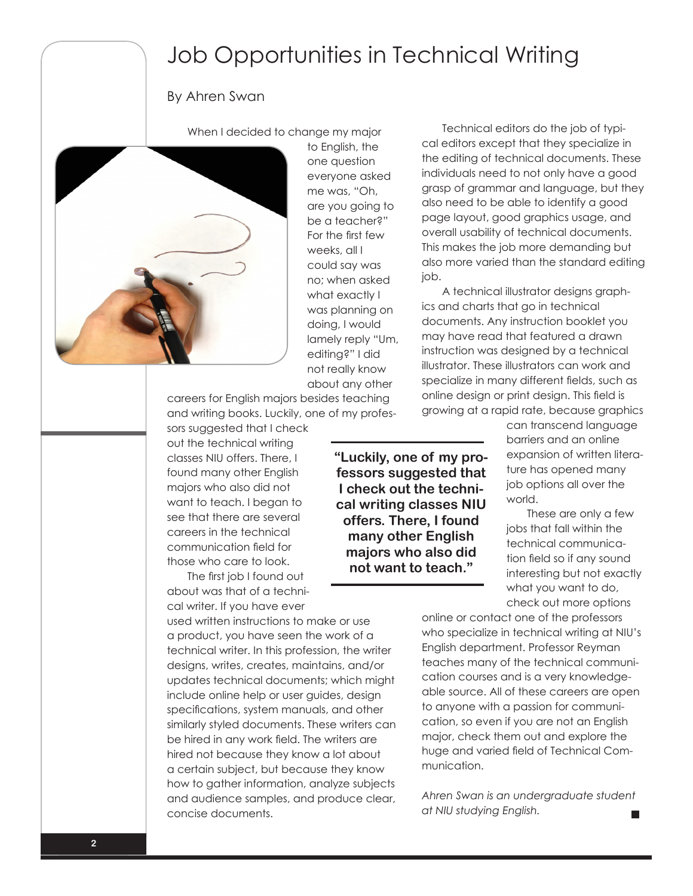# Job Opportunities in Technical Writing

By Ahren Swan

When I decided to change my major to English, the one question everyone asked me was, "Oh, are you going to be a teacher?" For the first few weeks, all I could say was no; when asked what exactly I was planning on doing, I would lamely reply "Um, editing?" I did not really know about any other careers for English majors besides teaching and writing books. Luckily, one of my professors suggested that I check out the technical writing classes NIU offers. There, I found many other English majors who also did not want to teach. I began to see that there are several careers in the technical communication field for those who care to look.

**"Luckily, one of my professors suggested that I check out the technical writing classes NIU offers. There, I found many other English majors who also did not want to teach."**

The first job I found out about was that of a technical writer. If you have ever used written instructions to make or use a product, you have seen the work of a technical writer. In this profession, the writer designs, writes, creates, maintains, and/or updates technical documents; which might include online help or user guides, design specifications, system manuals, and other similarly styled documents. These writers can be hired in any work field. The writers are hired not because they know a lot about a certain subject, but because they know how to gather information, analyze subjects and audience samples, and produce clear, concise documents.

Technical editors do the job of typical editors except that they specialize in the editing of technical documents. These individuals need to not only have a good grasp of grammar and language, but they also need to be able to identify a good page layout, good graphics usage, and overall usability of technical documents. This makes the job more demanding but also more varied than the standard editing job.

A technical illustrator designs graphics and charts that go in technical documents. Any instruction booklet you may have read that featured a drawn instruction was designed by a technical illustrator. These illustrators can work and specialize in many different fields, such as online design or print design. This field is growing at a rapid rate, because graphics can transcend language barriers and an online expansion of written literature has opened many job options all over the world.

These are only a few jobs that fall within the technical communication field so if any sound interesting but not exactly what you want to do, check out more options online or contact one of the professors who specialize in technical writing at NIU's English department. Professor Reyman teaches many of the technical communication courses and is a very knowledgeable source. All of these careers are open to anyone with a passion for communication, so even if you are not an English major, check them out and explore the huge and varied field of Technical Communication.

*Ahren Swan is an undergraduate student at NIU studying English.*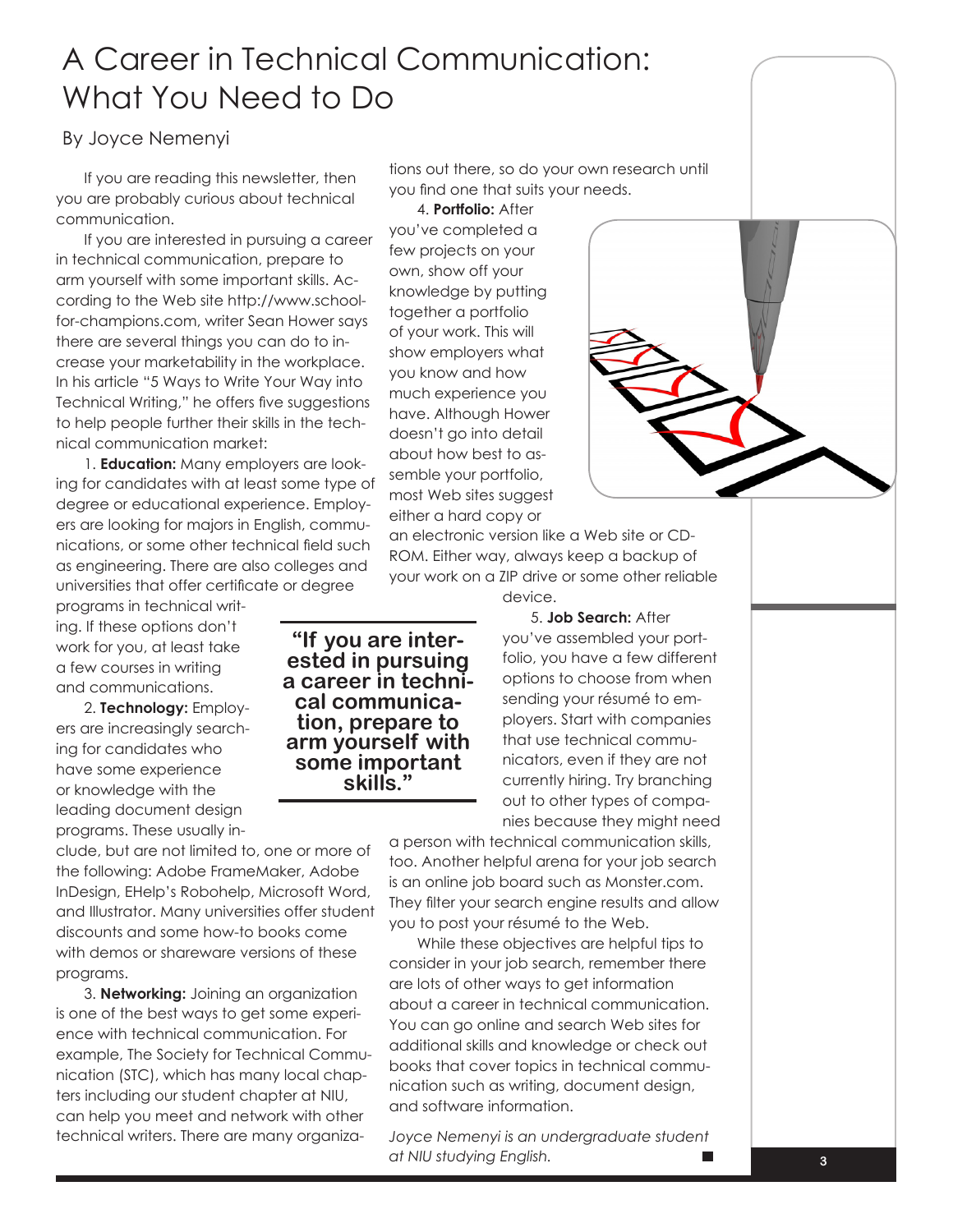# A Career in Technical Communication: What You Need to Do

By Joyce Nemenyi

If you are reading this newsletter, then you are probably curious about technical communication.

If you are interested in pursuing a career in technical communication, prepare to arm yourself with some important skills. According to the Web site http://www.school-for-champions.com, writer Sean Hower says there are several things you can do to increase your marketability in the workplace. In his article "5 Ways to Write Your Way into Technical Writing," he offers five suggestions to help people further their skills in the technical communication market:

1. **Education:** Many employers are looking for candidates with at least some type of degree or educational experience. Employers are looking for majors in English, communications, or some other technical field such as engineering. There are also colleges and universities that offer certificate or degree programs in technical writing. If these options don't work for you, at least take a few courses in writing and communications.

2. **Technology:** Employers are increasingly searching for candidates who have some experience or knowledge with the leading document design programs. These usually include, but are not limited to, one or more of the following: Adobe FrameMaker, Adobe InDesign, EHelp's Robohelp, Microsoft Word, and Illustrator. Many universities offer student discounts and some how-to books come with demos or shareware versions of these programs.

3. **Networking:** Joining an organization is one of the best ways to get some experience with technical communication. For example, The Society for Technical Communication (STC), which has many local chapters including our student chapter at NIU, can help you meet and network with other technical writers. There are many organizations out there, so do your own research until you find one that suits your needs.

4. **Portfolio:** After you've completed a few projects on your own, show off your knowledge by putting together a portfolio of your work. This will show employers what you know and how much experience you have. Although Hower doesn't go into detail about how best to assemble your portfolio, most Web sites suggest either a hard copy or an electronic version like a Web site or CD-ROM. Either way, always keep a backup of your work on a ZIP drive or some other reliable device.

5. **Job Search:** After you've assembled your portfolio, you have a few different options to choose from when sending your résumé to employers. Start with companies that use technical communicators, even if they are not currently hiring. Try branching out to other types of companies because they might need a person with technical communication skills, too. Another helpful arena for your job search is an online job board such as Monster.com. They filter your search engine results and allow you to post your résumé to the Web.

> **"If you are interested in pursuing a career in technical communication, prepare to arm yourself with some important skills."**

While these objectives are helpful tips to consider in your job search, remember there are lots of other ways to get information about a career in technical communication. You can go online and search Web sites for additional skills and knowledge or check out books that cover topics in technical communication such as writing, document design, and software information.

*Joyce Nemenyi is an undergraduate student at NIU studying English.*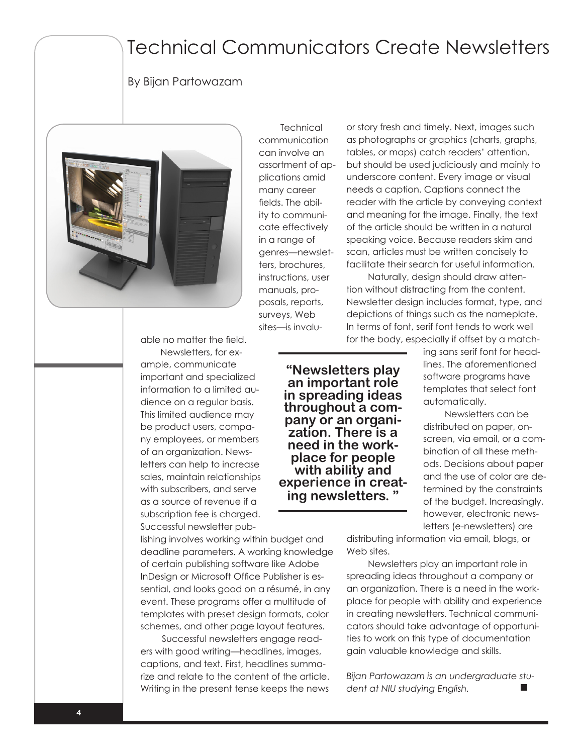# Technical Communicators Create Newsletters

By Bijan Partowazam

Technical communication can involve an assortment of applications amid many career fields. The ability to communicate effectively in a range of genres—newsletters, brochures, instructions, user manuals, proposals, reports, surveys, Web sites—is invaluable no matter the field.

Newsletters, for example, communicate important and specialized information to a limited audience on a regular basis. This limited audience may be product users, company employees, or members of an organization. Newsletters can help to increase sales, maintain relationships with subscribers, and serve as a source of revenue if a subscription fee is charged. Successful newsletter publishing involves working within budget and deadline parameters. A working knowledge of certain publishing software like Adobe InDesign or Microsoft Office Publisher is essential, and looks good on a résumé, in any event. These programs offer a multitude of templates with preset design formats, color schemes, and other page layout features.

Successful newsletters engage readers with good writing—headlines, images, captions, and text. First, headlines summarize and relate to the content of the article. Writing in the present tense keeps the news or story fresh and timely. Next, images such as photographs or graphics (charts, graphs, tables, or maps) catch readers' attention, but should be used judiciously and mainly to underscore content. Every image or visual needs a caption. Captions connect the reader with the article by conveying context and meaning for the image. Finally, the text of the article should be written in a natural speaking voice. Because readers skim and scan, articles must be written concisely to facilitate their search for useful information.

Naturally, design should draw attention without distracting from the content. Newsletter design includes format, type, and depictions of things such as the nameplate. In terms of font, serif font tends to work well for the body, especially if offset by a matching sans serif font for headlines. The aforementioned software programs have templates that select font automatically.

> **"Newsletters play an important role in spreading ideas throughout a company or an organization. There is a need in the workplace for people with ability and experience in creating newsletters. "**

Newsletters can be distributed on paper, on-screen, via email, or a combination of all these methods. Decisions about paper and the use of color are determined by the constraints of the budget. Increasingly, however, electronic newsletters (e-newsletters) are distributing information via email, blogs, or Web sites.

Newsletters play an important role in spreading ideas throughout a company or an organization. There is a need in the workplace for people with ability and experience in creating newsletters. Technical communicators should take advantage of opportunities to work on this type of documentation gain valuable knowledge and skills.

*Bijan Partowazam is an undergraduate student at NIU studying English.*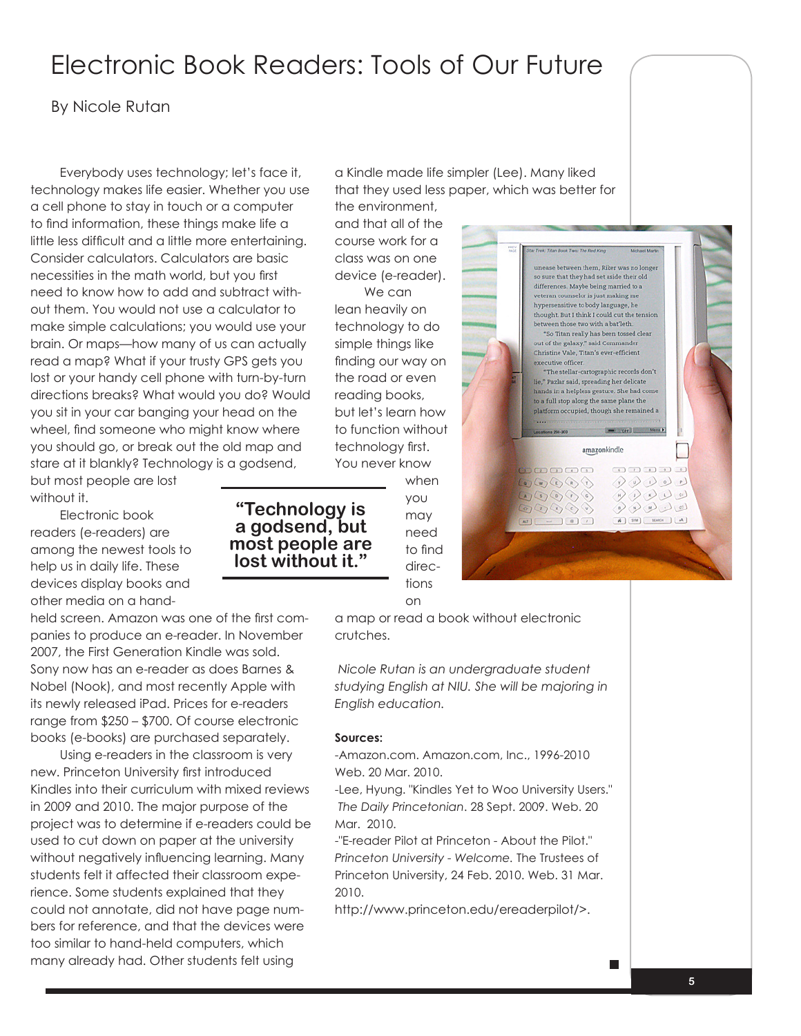# Electronic Book Readers: Tools of Our Future

By Nicole Rutan

Everybody uses technology; let's face it, technology makes life easier. Whether you use a cell phone to stay in touch or a computer to find information, these things make life a little less difficult and a little more entertaining. Consider calculators. Calculators are basic necessities in the math world, but you first need to know how to add and subtract without them. You would not use a calculator to make simple calculations; you would use your brain. Or maps—how many of us can actually read a map? What if your trusty GPS gets you lost or your handy cell phone with turn-by-turn directions breaks? What would you do? Would you sit in your car banging your head on the wheel, find someone who might know where you should go, or break out the old map and stare at it blankly? Technology is a godsend, but most people are lost without it.

Electronic book readers (e-readers) are among the newest tools to help us in daily life. These devices display books and other media on a hand-held screen. Amazon was one of the first companies to produce an e-reader. In November 2007, the First Generation Kindle was sold. Sony now has an e-reader as does Barnes & Nobel (Nook), and most recently Apple with its newly released iPad. Prices for e-readers range from $250 – $700. Of course electronic books (e-books) are purchased separately.

Using e-readers in the classroom is very new. Princeton University first introduced Kindles into their curriculum with mixed reviews in 2009 and 2010. The major purpose of the project was to determine if e-readers could be used to cut down on paper at the university without negatively influencing learning. Many students felt it affected their classroom experience. Some students explained that they could not annotate, did not have page numbers for reference, and that the devices were too similar to hand-held computers, which many already had. Other students felt using a Kindle made life simpler (Lee). Many liked that they used less paper, which was better for the environment, and that all of the course work for a class was on one device (e-reader).

> **"Technology is a godsend, but most people are lost without it."**

We can lean heavily on technology to do simple things like finding our way on the road or even reading books, but let's learn how to function without technology first. You never know when you may need to find directions on a map or read a book without electronic crutches.

*Nicole Rutan is an undergraduate student studying English at NIU. She will be majoring in English education.*

**Sources:**

-Amazon.com. Amazon.com, Inc., 1996-2010 Web. 20 Mar. 2010.

-Lee, Hyung. "Kindles Yet to Woo University Users." *The Daily Princetonian*. 28 Sept. 2009. Web. 20 Mar. 2010.

-"E-reader Pilot at Princeton - About the Pilot." *Princeton University - Welcome.* The Trustees of Princeton University, 24 Feb. 2010. Web. 31 Mar. 2010.

http://www.princeton.edu/ereaderpilot/>.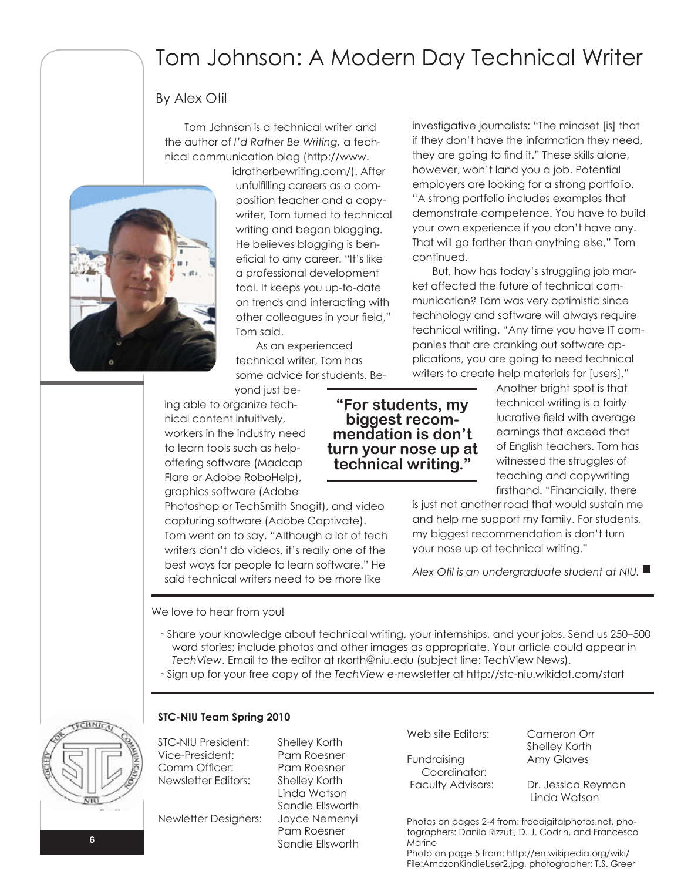# Tom Johnson: A Modern Day Technical Writer

By Alex Otil

Tom Johnson is a technical writer and the author of *I'd Rather Be Writing,* a technical communication blog (http://www.idratherbewriting.com/). After unfulfilling careers as a composition teacher and a copywriter, Tom turned to technical writing and began blogging. He believes blogging is beneficial to any career. "It's like a professional development tool. It keeps you up-to-date on trends and interacting with other colleagues in your field," Tom said.

As an experienced technical writer, Tom has some advice for students. Beyond just being able to organize technical content intuitively, workers in the industry need to learn tools such as help-offering software (Madcap Flare or Adobe RoboHelp), graphics software (Adobe Photoshop or TechSmith Snagit), and video capturing software (Adobe Captivate). Tom went on to say, "Although a lot of tech writers don't do videos, it's really one of the best ways for people to learn software." He said technical writers need to be more like investigative journalists: "The mindset [is] that if they don't have the information they need, they are going to find it." These skills alone, however, won't land you a job. Potential employers are looking for a strong portfolio. "A strong portfolio includes examples that demonstrate competence. You have to build your own experience if you don't have any. That will go farther than anything else," Tom continued.

**"For students, my biggest recommendation is don't turn your nose up at technical writing."**

But, how has today's struggling job market affected the future of technical communication? Tom was very optimistic since technology and software will always require technical writing. "Any time you have IT companies that are cranking out software applications, you are going to need technical writers to create help materials for [users]."

Another bright spot is that technical writing is a fairly lucrative field with average earnings that exceed that of English teachers. Tom has witnessed the struggles of teaching and copywriting firsthand. "Financially, there is just not another road that would sustain me and help me support my family. For students, my biggest recommendation is don't turn your nose up at technical writing."

*Alex Otil is an undergraduate student at NIU.*

---

We love to hear from you!

- Share your knowledge about technical writing, your internships, and your jobs. Send us 250–500 word stories; include photos and other images as appropriate. Your article could appear in *TechView*. Email to the editor at rkorth@niu.edu (subject line: TechView News).
- Sign up for your free copy of the *TechView* e-newsletter at http://stc-niu.wikidot.com/start

---

**STC-NIU Team Spring 2010**

| | |
|---|---|
| STC-NIU President: | Shelley Korth |
| Vice-President: | Pam Roesner |
| Comm Officer: | Pam Roesner |
| Newsletter Editors: | Shelley Korth<br>Linda Watson<br>Sandie Ellsworth |
| Newletter Designers: | Joyce Nemenyi<br>Pam Roesner<br>Sandie Ellsworth |
| Web site Editors: | Cameron Orr<br>Shelley Korth |
| Fundraising Coordinator: | Amy Glaves |
| Faculty Advisors: | Dr. Jessica Reyman<br>Linda Watson |

Photos on pages 2-4 from: freedigitalphotos.net, photographers: Danilo Rizzuti, D. J. Codrin, and Francesco Marino

Photo on page 5 from: http://en.wikipedia.org/wiki/File:AmazonKindleUser2.jpg, photographer: T.S. Greer